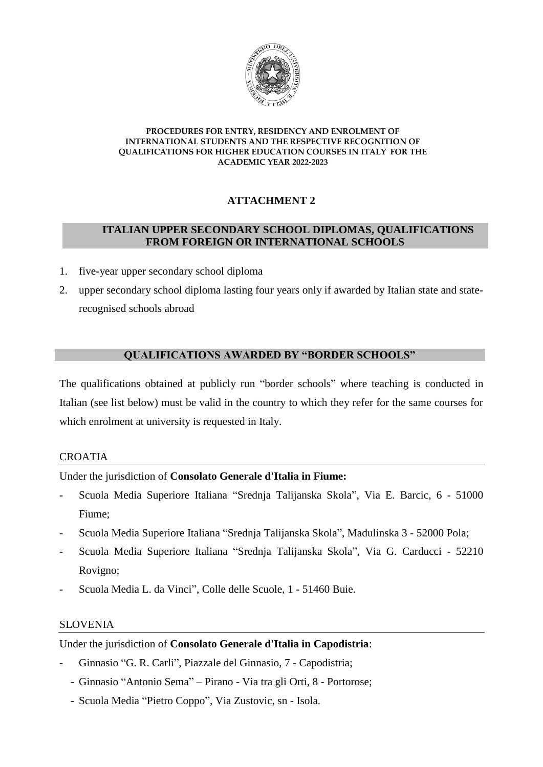**PROCEDURES FOR ENTRY, RESIDENCY AND ENROLMENT OF INTERNATIONAL STUDENTS AND THE RESPECTIVE RECOGNITION OF QUALIFICATIONS FOR HIGHER EDUCATION COURSES IN ITALY FOR THE ACADEMIC YEAR 2022-2023**

# ATTACHMENT 2

## ITALIAN UPPER SECONDARY SCHOOL DIPLOMAS, QUALIFICATIONS FROM FOREIGN OR INTERNATIONAL SCHOOLS

1. five-year upper secondary school diploma
2. upper secondary school diploma lasting four years only if awarded by Italian state and state-recognised schools abroad

## QUALIFICATIONS AWARDED BY "BORDER SCHOOLS"

The qualifications obtained at publicly run "border schools" where teaching is conducted in Italian (see list below) must be valid in the country to which they refer for the same courses for which enrolment at university is requested in Italy.

### CROATIA

Under the jurisdiction of **Consolato Generale d'Italia in Fiume:**

- Scuola Media Superiore Italiana "Srednja Talijanska Skola", Via E. Barcic, 6 - 51000 Fiume;
- Scuola Media Superiore Italiana "Srednja Talijanska Skola", Madulinska 3 - 52000 Pola;
- Scuola Media Superiore Italiana "Srednja Talijanska Skola", Via G. Carducci - 52210 Rovigno;
- Scuola Media L. da Vinci", Colle delle Scuole, 1 - 51460 Buie.

### SLOVENIA

Under the jurisdiction of **Consolato Generale d'Italia in Capodistria**:

- Ginnasio "G. R. Carli", Piazzale del Ginnasio, 7 - Capodistria;
- Ginnasio "Antonio Sema" – Pirano - Via tra gli Orti, 8 - Portorose;
- Scuola Media "Pietro Coppo", Via Zustovic, sn - Isola.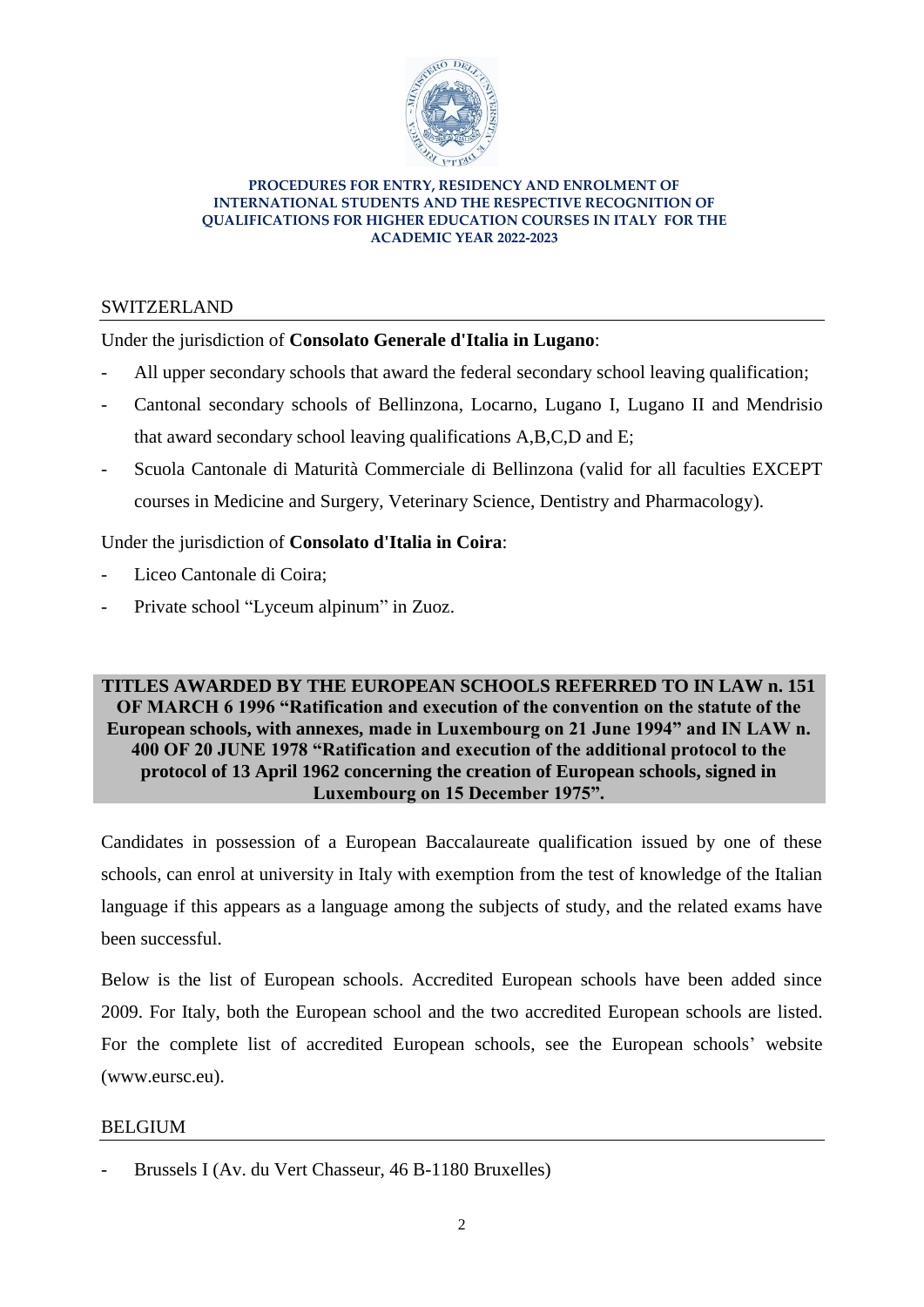**PROCEDURES FOR ENTRY, RESIDENCY AND ENROLMENT OF INTERNATIONAL STUDENTS AND THE RESPECTIVE RECOGNITION OF QUALIFICATIONS FOR HIGHER EDUCATION COURSES IN ITALY FOR THE ACADEMIC YEAR 2022-2023**

## SWITZERLAND

Under the jurisdiction of **Consolato Generale d'Italia in Lugano**:

- All upper secondary schools that award the federal secondary school leaving qualification;
- Cantonal secondary schools of Bellinzona, Locarno, Lugano I, Lugano II and Mendrisio that award secondary school leaving qualifications A,B,C,D and E;
- Scuola Cantonale di Maturità Commerciale di Bellinzona (valid for all faculties EXCEPT courses in Medicine and Surgery, Veterinary Science, Dentistry and Pharmacology).

Under the jurisdiction of **Consolato d'Italia in Coira**:

- Liceo Cantonale di Coira;
- Private school "Lyceum alpinum" in Zuoz.

## TITLES AWARDED BY THE EUROPEAN SCHOOLS REFERRED TO IN LAW n. 151 OF MARCH 6 1996 "Ratification and execution of the convention on the statute of the European schools, with annexes, made in Luxembourg on 21 June 1994" and IN LAW n. 400 OF 20 JUNE 1978 "Ratification and execution of the additional protocol to the protocol of 13 April 1962 concerning the creation of European schools, signed in Luxembourg on 15 December 1975".

Candidates in possession of a European Baccalaureate qualification issued by one of these schools, can enrol at university in Italy with exemption from the test of knowledge of the Italian language if this appears as a language among the subjects of study, and the related exams have been successful.

Below is the list of European schools. Accredited European schools have been added since 2009. For Italy, both the European school and the two accredited European schools are listed. For the complete list of accredited European schools, see the European schools' website (www.eursc.eu).

## BELGIUM

- Brussels I (Av. du Vert Chasseur, 46 B-1180 Bruxelles)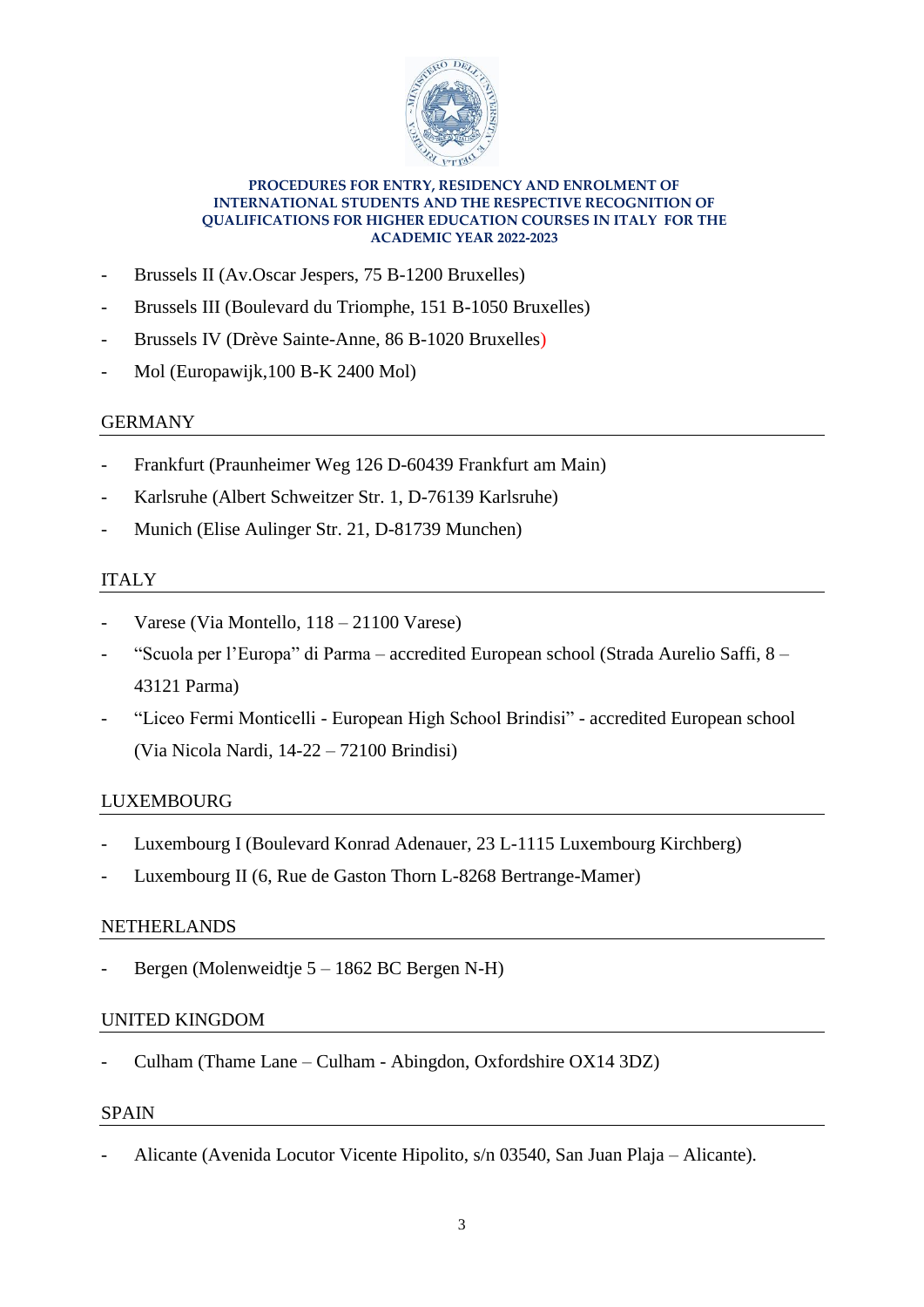- Brussels II (Av.Oscar Jespers, 75 B-1200 Bruxelles)
- Brussels III (Boulevard du Triomphe, 151 B-1050 Bruxelles)
- Brussels IV (Drève Sainte-Anne, 86 B-1020 Bruxelles)
- Mol (Europawijk,100 B-K 2400 Mol)

GERMANY

- Frankfurt (Praunheimer Weg 126 D-60439 Frankfurt am Main)
- Karlsruhe (Albert Schweitzer Str. 1, D-76139 Karlsruhe)
- Munich (Elise Aulinger Str. 21, D-81739 Munchen)

ITALY

- Varese (Via Montello, 118 – 21100 Varese)
- "Scuola per l'Europa" di Parma – accredited European school (Strada Aurelio Saffi, 8 – 43121 Parma)
- "Liceo Fermi Monticelli - European High School Brindisi" - accredited European school (Via Nicola Nardi, 14-22 – 72100 Brindisi)

LUXEMBOURG

- Luxembourg I (Boulevard Konrad Adenauer, 23 L-1115 Luxembourg Kirchberg)
- Luxembourg II (6, Rue de Gaston Thorn L-8268 Bertrange-Mamer)

NETHERLANDS

- Bergen (Molenweidtje 5 – 1862 BC Bergen N-H)

UNITED KINGDOM

- Culham (Thame Lane – Culham - Abingdon, Oxfordshire OX14 3DZ)

SPAIN

- Alicante (Avenida Locutor Vicente Hipolito, s/n 03540, San Juan Plaja – Alicante).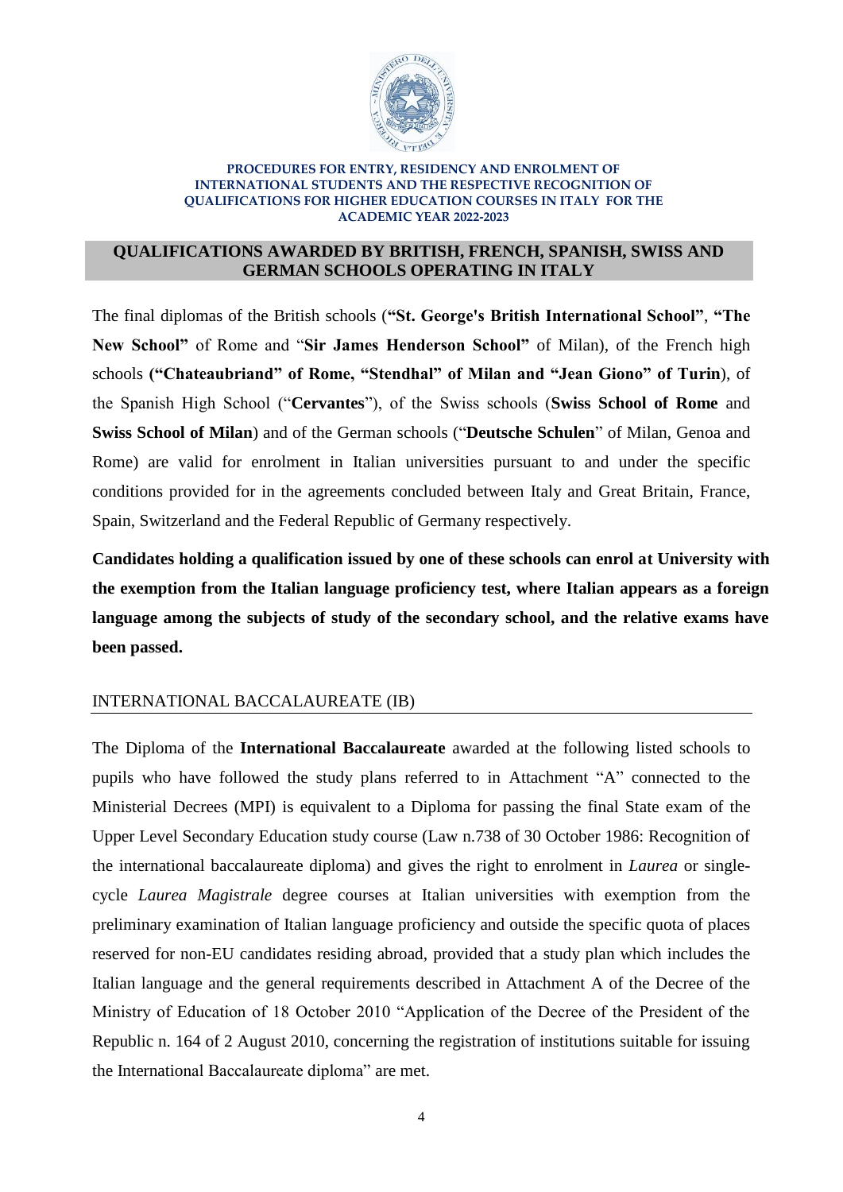## QUALIFICATIONS AWARDED BY BRITISH, FRENCH, SPANISH, SWISS AND GERMAN SCHOOLS OPERATING IN ITALY

The final diplomas of the British schools (**"St. George's British International School"**, **"The New School"** of Rome and "**Sir James Henderson School"** of Milan), of the French high schools **("Chateaubriand" of Rome, "Stendhal" of Milan and "Jean Giono" of Turin)**, of the Spanish High School ("**Cervantes**"), of the Swiss schools (**Swiss School of Rome** and **Swiss School of Milan**) and of the German schools ("**Deutsche Schulen**" of Milan, Genoa and Rome) are valid for enrolment in Italian universities pursuant to and under the specific conditions provided for in the agreements concluded between Italy and Great Britain, France, Spain, Switzerland and the Federal Republic of Germany respectively.

**Candidates holding a qualification issued by one of these schools can enrol at University with the exemption from the Italian language proficiency test, where Italian appears as a foreign language among the subjects of study of the secondary school, and the relative exams have been passed.**

### INTERNATIONAL BACCALAUREATE (IB)

The Diploma of the **International Baccalaureate** awarded at the following listed schools to pupils who have followed the study plans referred to in Attachment "A" connected to the Ministerial Decrees (MPI) is equivalent to a Diploma for passing the final State exam of the Upper Level Secondary Education study course (Law n.738 of 30 October 1986: Recognition of the international baccalaureate diploma) and gives the right to enrolment in *Laurea* or single-cycle *Laurea Magistrale* degree courses at Italian universities with exemption from the preliminary examination of Italian language proficiency and outside the specific quota of places reserved for non-EU candidates residing abroad, provided that a study plan which includes the Italian language and the general requirements described in Attachment A of the Decree of the Ministry of Education of 18 October 2010 "Application of the Decree of the President of the Republic n. 164 of 2 August 2010, concerning the registration of institutions suitable for issuing the International Baccalaureate diploma" are met.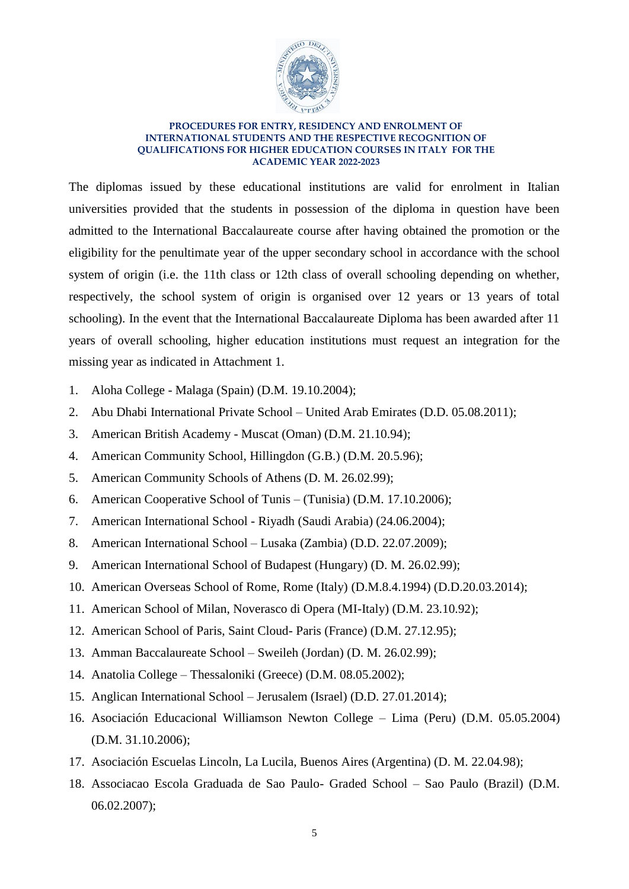The diplomas issued by these educational institutions are valid for enrolment in Italian universities provided that the students in possession of the diploma in question have been admitted to the International Baccalaureate course after having obtained the promotion or the eligibility for the penultimate year of the upper secondary school in accordance with the school system of origin (i.e. the 11th class or 12th class of overall schooling depending on whether, respectively, the school system of origin is organised over 12 years or 13 years of total schooling). In the event that the International Baccalaureate Diploma has been awarded after 11 years of overall schooling, higher education institutions must request an integration for the missing year as indicated in Attachment 1.

1. Aloha College - Malaga (Spain) (D.M. 19.10.2004);
2. Abu Dhabi International Private School – United Arab Emirates (D.D. 05.08.2011);
3. American British Academy - Muscat (Oman) (D.M. 21.10.94);
4. American Community School, Hillingdon (G.B.) (D.M. 20.5.96);
5. American Community Schools of Athens (D. M. 26.02.99);
6. American Cooperative School of Tunis – (Tunisia) (D.M. 17.10.2006);
7. American International School - Riyadh (Saudi Arabia) (24.06.2004);
8. American International School – Lusaka (Zambia) (D.D. 22.07.2009);
9. American International School of Budapest (Hungary) (D. M. 26.02.99);
10. American Overseas School of Rome, Rome (Italy) (D.M.8.4.1994) (D.D.20.03.2014);
11. American School of Milan, Noverasco di Opera (MI-Italy) (D.M. 23.10.92);
12. American School of Paris, Saint Cloud- Paris (France) (D.M. 27.12.95);
13. Amman Baccalaureate School – Sweileh (Jordan) (D. M. 26.02.99);
14. Anatolia College – Thessaloniki (Greece) (D.M. 08.05.2002);
15. Anglican International School – Jerusalem (Israel) (D.D. 27.01.2014);
16. Asociación Educacional Williamson Newton College – Lima (Peru) (D.M. 05.05.2004) (D.M. 31.10.2006);
17. Asociación Escuelas Lincoln, La Lucila, Buenos Aires (Argentina) (D. M. 22.04.98);
18. Associacao Escola Graduada de Sao Paulo- Graded School – Sao Paulo (Brazil) (D.M. 06.02.2007);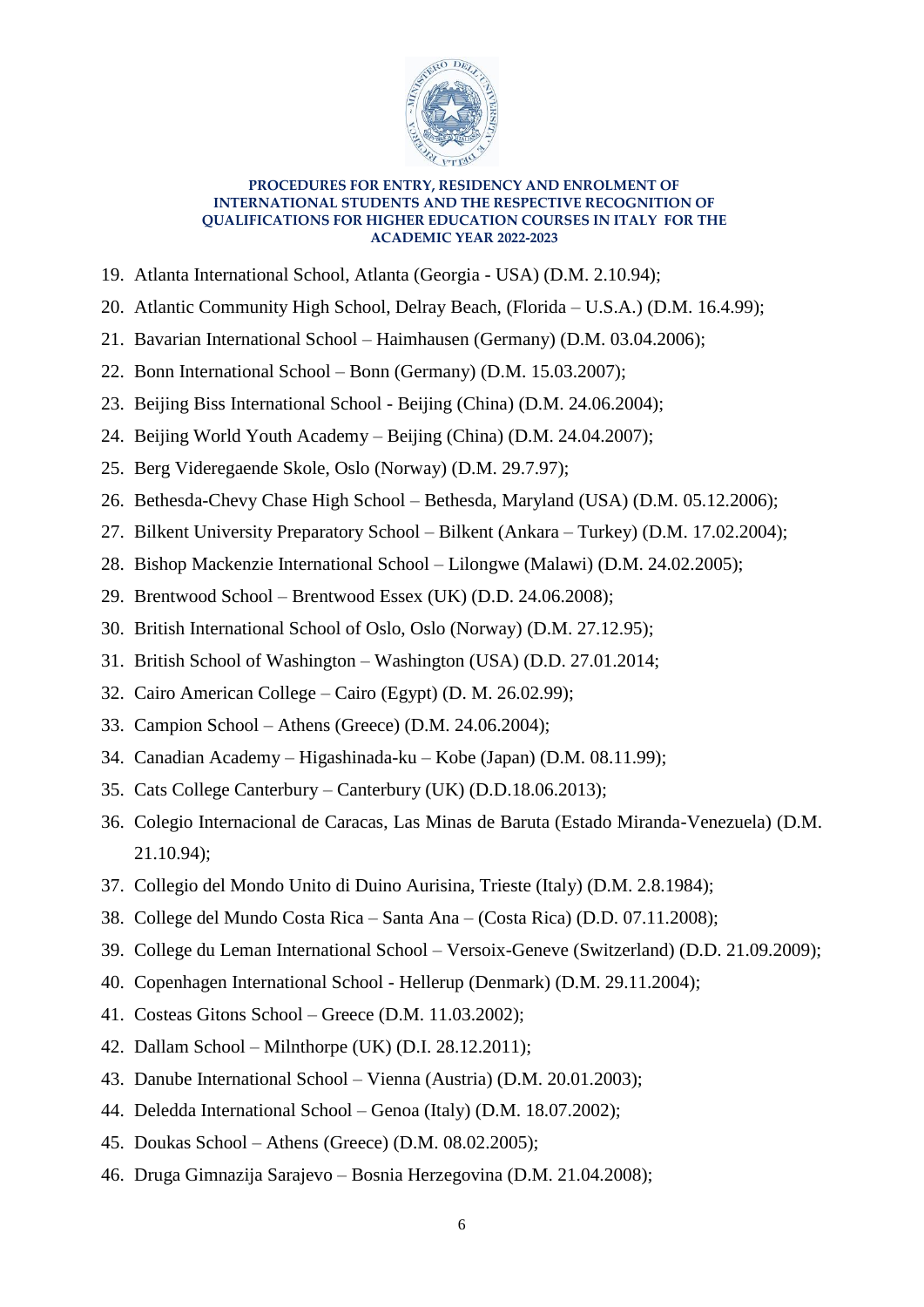19. Atlanta International School, Atlanta (Georgia - USA) (D.M. 2.10.94);
20. Atlantic Community High School, Delray Beach, (Florida – U.S.A.) (D.M. 16.4.99);
21. Bavarian International School – Haimhausen (Germany) (D.M. 03.04.2006);
22. Bonn International School – Bonn (Germany) (D.M. 15.03.2007);
23. Beijing Biss International School - Beijing (China) (D.M. 24.06.2004);
24. Beijing World Youth Academy – Beijing (China) (D.M. 24.04.2007);
25. Berg Videregaende Skole, Oslo (Norway) (D.M. 29.7.97);
26. Bethesda-Chevy Chase High School – Bethesda, Maryland (USA) (D.M. 05.12.2006);
27. Bilkent University Preparatory School – Bilkent (Ankara – Turkey) (D.M. 17.02.2004);
28. Bishop Mackenzie International School – Lilongwe (Malawi) (D.M. 24.02.2005);
29. Brentwood School – Brentwood Essex (UK) (D.D. 24.06.2008);
30. British International School of Oslo, Oslo (Norway) (D.M. 27.12.95);
31. British School of Washington – Washington (USA) (D.D. 27.01.2014;
32. Cairo American College – Cairo (Egypt) (D. M. 26.02.99);
33. Campion School – Athens (Greece) (D.M. 24.06.2004);
34. Canadian Academy – Higashinada-ku – Kobe (Japan) (D.M. 08.11.99);
35. Cats College Canterbury – Canterbury (UK) (D.D.18.06.2013);
36. Colegio Internacional de Caracas, Las Minas de Baruta (Estado Miranda-Venezuela) (D.M. 21.10.94);
37. Collegio del Mondo Unito di Duino Aurisina, Trieste (Italy) (D.M. 2.8.1984);
38. College del Mundo Costa Rica – Santa Ana – (Costa Rica) (D.D. 07.11.2008);
39. College du Leman International School – Versoix-Geneve (Switzerland) (D.D. 21.09.2009);
40. Copenhagen International School - Hellerup (Denmark) (D.M. 29.11.2004);
41. Costeas Gitons School – Greece (D.M. 11.03.2002);
42. Dallam School – Milnthorpe (UK) (D.I. 28.12.2011);
43. Danube International School – Vienna (Austria) (D.M. 20.01.2003);
44. Deledda International School – Genoa (Italy) (D.M. 18.07.2002);
45. Doukas School – Athens (Greece) (D.M. 08.02.2005);
46. Druga Gimnazija Sarajevo – Bosnia Herzegovina (D.M. 21.04.2008);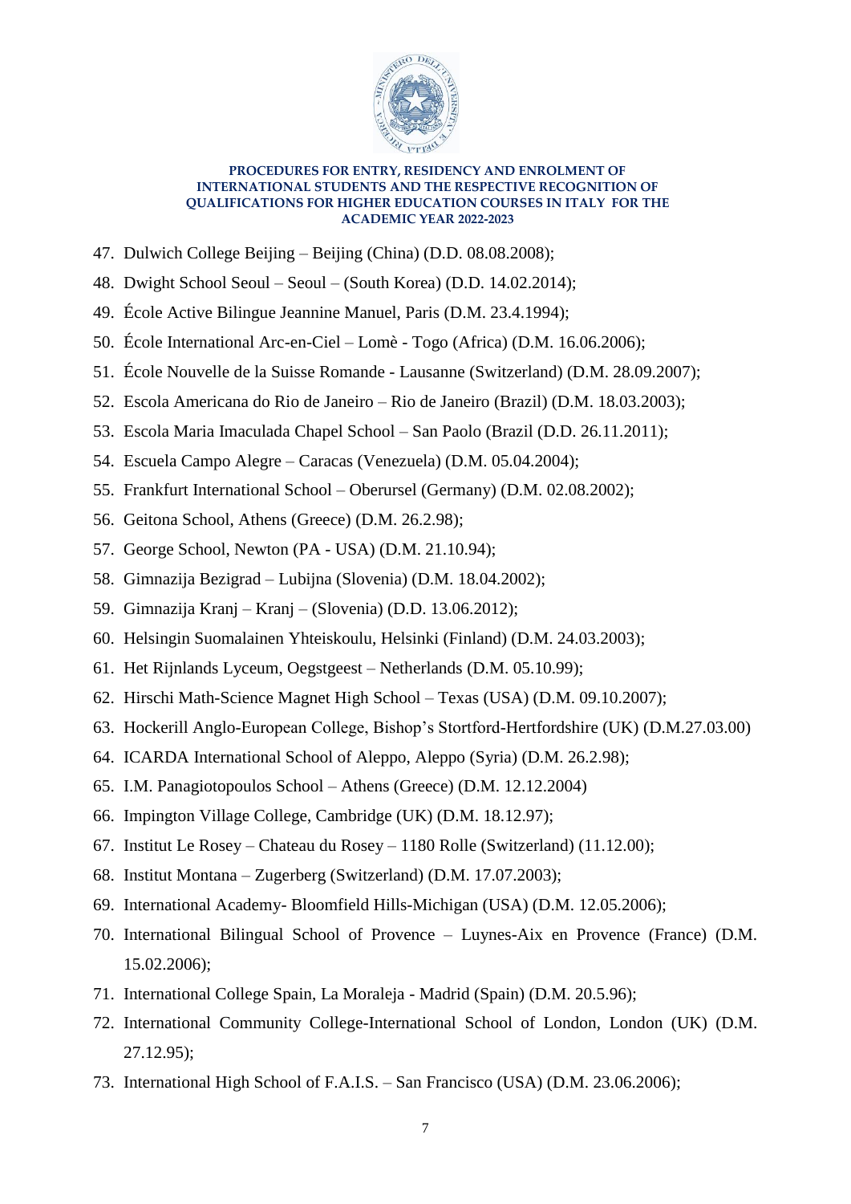47. Dulwich College Beijing – Beijing (China) (D.D. 08.08.2008);
48. Dwight School Seoul – Seoul – (South Korea) (D.D. 14.02.2014);
49. École Active Bilingue Jeannine Manuel, Paris (D.M. 23.4.1994);
50. École International Arc-en-Ciel – Lomè - Togo (Africa) (D.M. 16.06.2006);
51. École Nouvelle de la Suisse Romande - Lausanne (Switzerland) (D.M. 28.09.2007);
52. Escola Americana do Rio de Janeiro – Rio de Janeiro (Brazil) (D.M. 18.03.2003);
53. Escola Maria Imaculada Chapel School – San Paolo (Brazil (D.D. 26.11.2011);
54. Escuela Campo Alegre – Caracas (Venezuela) (D.M. 05.04.2004);
55. Frankfurt International School – Oberursel (Germany) (D.M. 02.08.2002);
56. Geitona School, Athens (Greece) (D.M. 26.2.98);
57. George School, Newton (PA - USA) (D.M. 21.10.94);
58. Gimnazija Bezigrad – Lubijna (Slovenia) (D.M. 18.04.2002);
59. Gimnazija Kranj – Kranj – (Slovenia) (D.D. 13.06.2012);
60. Helsingin Suomalainen Yhteiskoulu, Helsinki (Finland) (D.M. 24.03.2003);
61. Het Rijnlands Lyceum, Oegstgeest – Netherlands (D.M. 05.10.99);
62. Hirschi Math-Science Magnet High School – Texas (USA) (D.M. 09.10.2007);
63. Hockerill Anglo-European College, Bishop's Stortford-Hertfordshire (UK) (D.M.27.03.00)
64. ICARDA International School of Aleppo, Aleppo (Syria) (D.M. 26.2.98);
65. I.M. Panagiotopoulos School – Athens (Greece) (D.M. 12.12.2004)
66. Impington Village College, Cambridge (UK) (D.M. 18.12.97);
67. Institut Le Rosey – Chateau du Rosey – 1180 Rolle (Switzerland) (11.12.00);
68. Institut Montana – Zugerberg (Switzerland) (D.M. 17.07.2003);
69. International Academy- Bloomfield Hills-Michigan (USA) (D.M. 12.05.2006);
70. International Bilingual School of Provence – Luynes-Aix en Provence (France) (D.M. 15.02.2006);
71. International College Spain, La Moraleja - Madrid (Spain) (D.M. 20.5.96);
72. International Community College-International School of London, London (UK) (D.M. 27.12.95);
73. International High School of F.A.I.S. – San Francisco (USA) (D.M. 23.06.2006);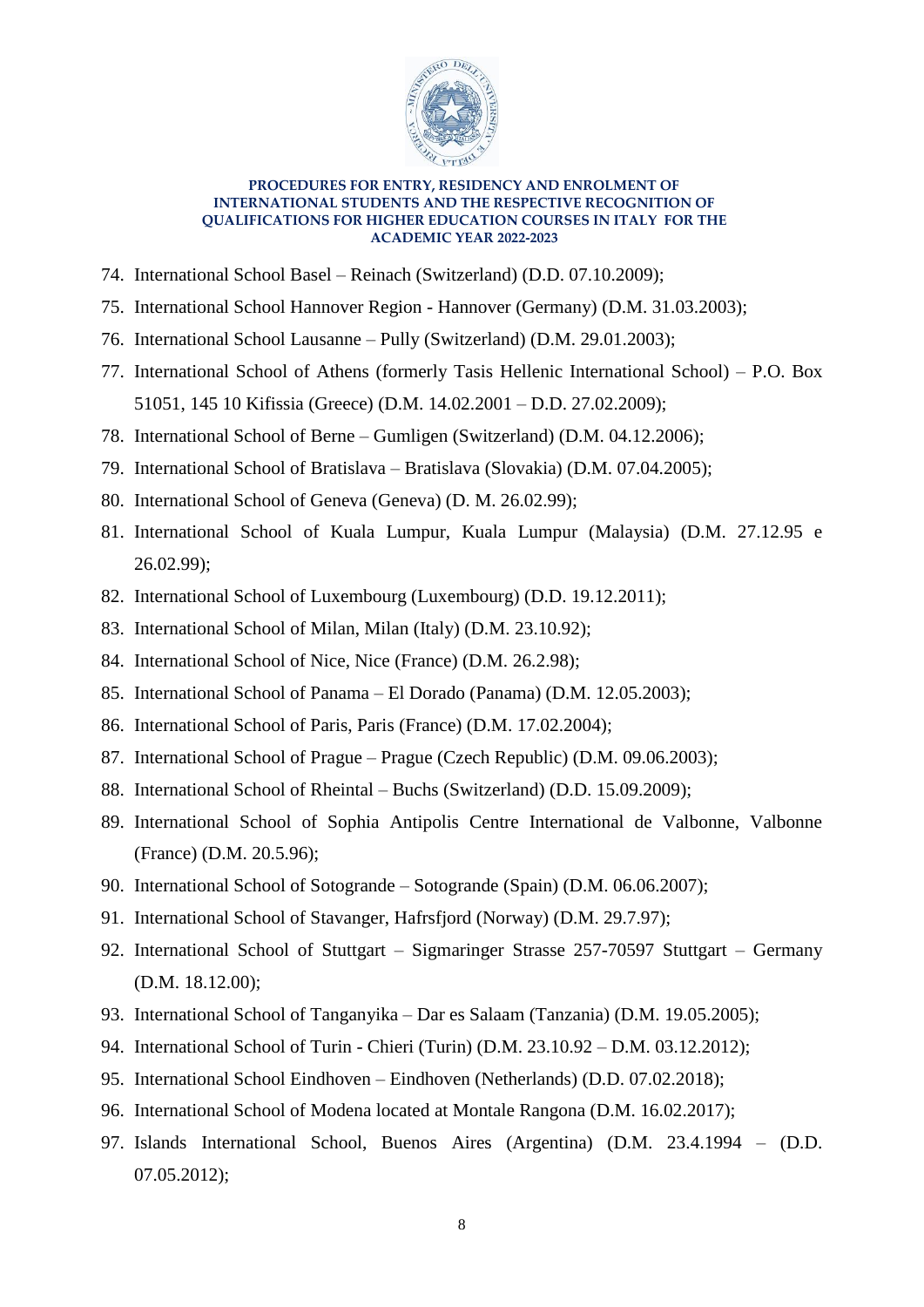74. International School Basel – Reinach (Switzerland) (D.D. 07.10.2009);
75. International School Hannover Region - Hannover (Germany) (D.M. 31.03.2003);
76. International School Lausanne – Pully (Switzerland) (D.M. 29.01.2003);
77. International School of Athens (formerly Tasis Hellenic International School) – P.O. Box 51051, 145 10 Kifissia (Greece) (D.M. 14.02.2001 – D.D. 27.02.2009);
78. International School of Berne – Gumligen (Switzerland) (D.M. 04.12.2006);
79. International School of Bratislava – Bratislava (Slovakia) (D.M. 07.04.2005);
80. International School of Geneva (Geneva) (D. M. 26.02.99);
81. International School of Kuala Lumpur, Kuala Lumpur (Malaysia) (D.M. 27.12.95 e 26.02.99);
82. International School of Luxembourg (Luxembourg) (D.D. 19.12.2011);
83. International School of Milan, Milan (Italy) (D.M. 23.10.92);
84. International School of Nice, Nice (France) (D.M. 26.2.98);
85. International School of Panama – El Dorado (Panama) (D.M. 12.05.2003);
86. International School of Paris, Paris (France) (D.M. 17.02.2004);
87. International School of Prague – Prague (Czech Republic) (D.M. 09.06.2003);
88. International School of Rheintal – Buchs (Switzerland) (D.D. 15.09.2009);
89. International School of Sophia Antipolis Centre International de Valbonne, Valbonne (France) (D.M. 20.5.96);
90. International School of Sotogrande – Sotogrande (Spain) (D.M. 06.06.2007);
91. International School of Stavanger, Hafrsfjord (Norway) (D.M. 29.7.97);
92. International School of Stuttgart – Sigmaringer Strasse 257-70597 Stuttgart – Germany (D.M. 18.12.00);
93. International School of Tanganyika – Dar es Salaam (Tanzania) (D.M. 19.05.2005);
94. International School of Turin - Chieri (Turin) (D.M. 23.10.92 – D.M. 03.12.2012);
95. International School Eindhoven – Eindhoven (Netherlands) (D.D. 07.02.2018);
96. International School of Modena located at Montale Rangona (D.M. 16.02.2017);
97. Islands International School, Buenos Aires (Argentina) (D.M. 23.4.1994 – (D.D. 07.05.2012);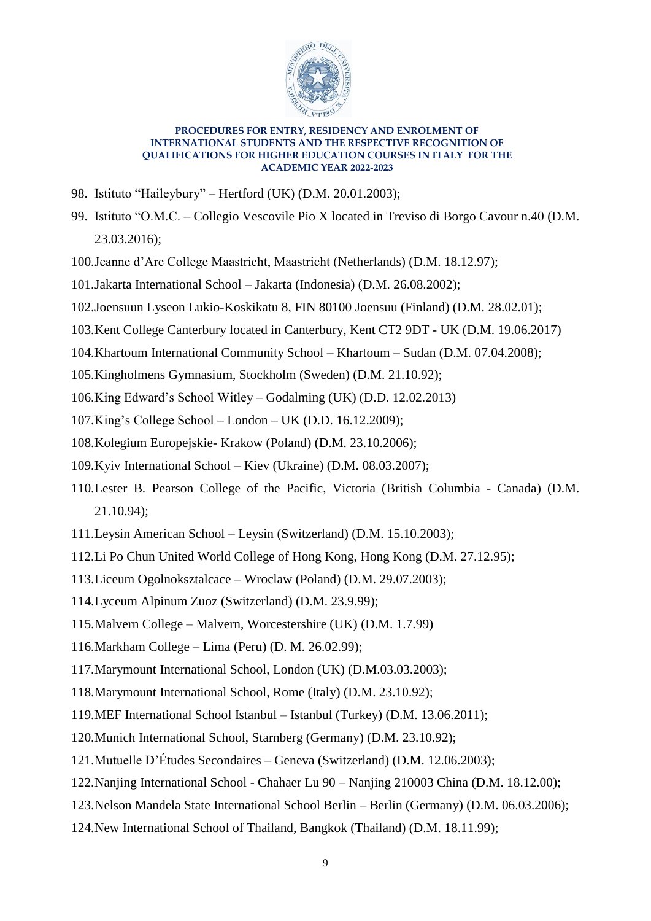98. Istituto "Haileybury" – Hertford (UK) (D.M. 20.01.2003);
99. Istituto "O.M.C. – Collegio Vescovile Pio X located in Treviso di Borgo Cavour n.40 (D.M. 23.03.2016);
100. Jeanne d'Arc College Maastricht, Maastricht (Netherlands) (D.M. 18.12.97);
101. Jakarta International School – Jakarta (Indonesia) (D.M. 26.08.2002);
102. Joensuun Lyseon Lukio-Koskikatu 8, FIN 80100 Joensuu (Finland) (D.M. 28.02.01);
103. Kent College Canterbury located in Canterbury, Kent CT2 9DT - UK (D.M. 19.06.2017)
104. Khartoum International Community School – Khartoum – Sudan (D.M. 07.04.2008);
105. Kingholmens Gymnasium, Stockholm (Sweden) (D.M. 21.10.92);
106. King Edward's School Witley – Godalming (UK) (D.D. 12.02.2013)
107. King's College School – London – UK (D.D. 16.12.2009);
108. Kolegium Europejskie- Krakow (Poland) (D.M. 23.10.2006);
109. Kyiv International School – Kiev (Ukraine) (D.M. 08.03.2007);
110. Lester B. Pearson College of the Pacific, Victoria (British Columbia - Canada) (D.M. 21.10.94);
111. Leysin American School – Leysin (Switzerland) (D.M. 15.10.2003);
112. Li Po Chun United World College of Hong Kong, Hong Kong (D.M. 27.12.95);
113. Liceum Ogolnoksztalcace – Wroclaw (Poland) (D.M. 29.07.2003);
114. Lyceum Alpinum Zuoz (Switzerland) (D.M. 23.9.99);
115. Malvern College – Malvern, Worcestershire (UK) (D.M. 1.7.99)
116. Markham College – Lima (Peru) (D. M. 26.02.99);
117. Marymount International School, London (UK) (D.M.03.03.2003);
118. Marymount International School, Rome (Italy) (D.M. 23.10.92);
119. MEF International School Istanbul – Istanbul (Turkey) (D.M. 13.06.2011);
120. Munich International School, Starnberg (Germany) (D.M. 23.10.92);
121. Mutuelle D'Études Secondaires – Geneva (Switzerland) (D.M. 12.06.2003);
122. Nanjing International School - Chahaer Lu 90 – Nanjing 210003 China (D.M. 18.12.00);
123. Nelson Mandela State International School Berlin – Berlin (Germany) (D.M. 06.03.2006);
124. New International School of Thailand, Bangkok (Thailand) (D.M. 18.11.99);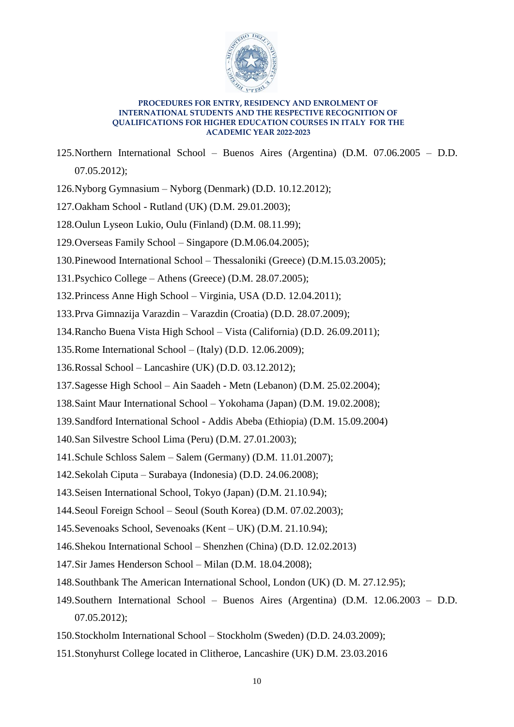125. Northern International School – Buenos Aires (Argentina) (D.M. 07.06.2005 – D.D. 07.05.2012);
126. Nyborg Gymnasium – Nyborg (Denmark) (D.D. 10.12.2012);
127. Oakham School - Rutland (UK) (D.M. 29.01.2003);
128. Oulun Lyseon Lukio, Oulu (Finland) (D.M. 08.11.99);
129. Overseas Family School – Singapore (D.M.06.04.2005);
130. Pinewood International School – Thessaloniki (Greece) (D.M.15.03.2005);
131. Psychico College – Athens (Greece) (D.M. 28.07.2005);
132. Princess Anne High School – Virginia, USA (D.D. 12.04.2011);
133. Prva Gimnazija Varazdin – Varazdin (Croatia) (D.D. 28.07.2009);
134. Rancho Buena Vista High School – Vista (California) (D.D. 26.09.2011);
135. Rome International School – (Italy) (D.D. 12.06.2009);
136. Rossal School – Lancashire (UK) (D.D. 03.12.2012);
137. Sagesse High School – Ain Saadeh - Metn (Lebanon) (D.M. 25.02.2004);
138. Saint Maur International School – Yokohama (Japan) (D.M. 19.02.2008);
139. Sandford International School - Addis Abeba (Ethiopia) (D.M. 15.09.2004)
140. San Silvestre School Lima (Peru) (D.M. 27.01.2003);
141. Schule Schloss Salem – Salem (Germany) (D.M. 11.01.2007);
142. Sekolah Ciputa – Surabaya (Indonesia) (D.D. 24.06.2008);
143. Seisen International School, Tokyo (Japan) (D.M. 21.10.94);
144. Seoul Foreign School – Seoul (South Korea) (D.M. 07.02.2003);
145. Sevenoaks School, Sevenoaks (Kent – UK) (D.M. 21.10.94);
146. Shekou International School – Shenzhen (China) (D.D. 12.02.2013)
147. Sir James Henderson School – Milan (D.M. 18.04.2008);
148. Southbank The American International School, London (UK) (D. M. 27.12.95);
149. Southern International School – Buenos Aires (Argentina) (D.M. 12.06.2003 – D.D. 07.05.2012);
150. Stockholm International School – Stockholm (Sweden) (D.D. 24.03.2009);
151. Stonyhurst College located in Clitheroe, Lancashire (UK) D.M. 23.03.2016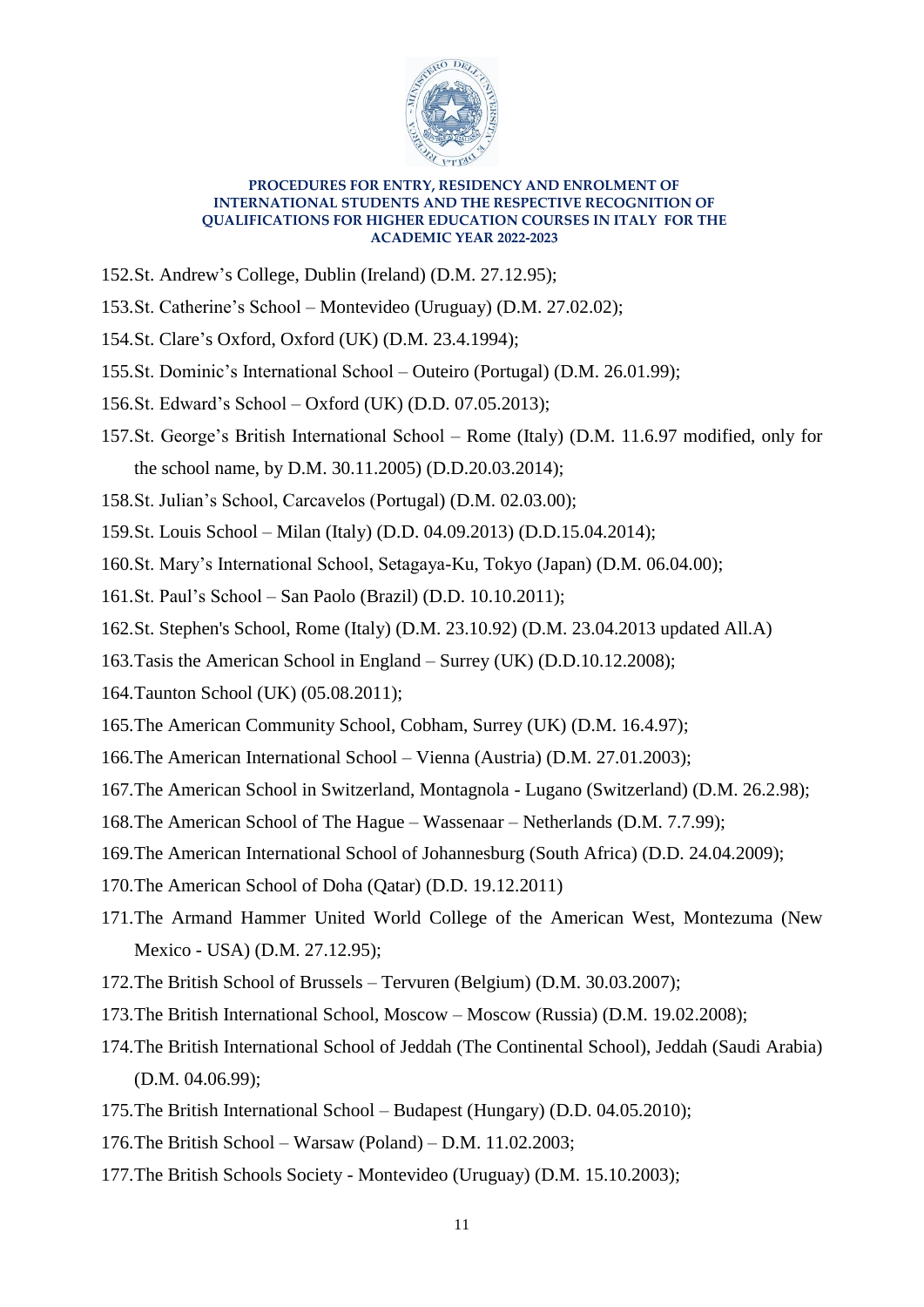152. St. Andrew's College, Dublin (Ireland) (D.M. 27.12.95);
153. St. Catherine's School – Montevideo (Uruguay) (D.M. 27.02.02);
154. St. Clare's Oxford, Oxford (UK) (D.M. 23.4.1994);
155. St. Dominic's International School – Outeiro (Portugal) (D.M. 26.01.99);
156. St. Edward's School – Oxford (UK) (D.D. 07.05.2013);
157. St. George's British International School – Rome (Italy) (D.M. 11.6.97 modified, only for the school name, by D.M. 30.11.2005) (D.D.20.03.2014);
158. St. Julian's School, Carcavelos (Portugal) (D.M. 02.03.00);
159. St. Louis School – Milan (Italy) (D.D. 04.09.2013) (D.D.15.04.2014);
160. St. Mary's International School, Setagaya-Ku, Tokyo (Japan) (D.M. 06.04.00);
161. St. Paul's School – San Paolo (Brazil) (D.D. 10.10.2011);
162. St. Stephen's School, Rome (Italy) (D.M. 23.10.92) (D.M. 23.04.2013 updated All.A)
163. Tasis the American School in England – Surrey (UK) (D.D.10.12.2008);
164. Taunton School (UK) (05.08.2011);
165. The American Community School, Cobham, Surrey (UK) (D.M. 16.4.97);
166. The American International School – Vienna (Austria) (D.M. 27.01.2003);
167. The American School in Switzerland, Montagnola - Lugano (Switzerland) (D.M. 26.2.98);
168. The American School of The Hague – Wassenaar – Netherlands (D.M. 7.7.99);
169. The American International School of Johannesburg (South Africa) (D.D. 24.04.2009);
170. The American School of Doha (Qatar) (D.D. 19.12.2011)
171. The Armand Hammer United World College of the American West, Montezuma (New Mexico - USA) (D.M. 27.12.95);
172. The British School of Brussels – Tervuren (Belgium) (D.M. 30.03.2007);
173. The British International School, Moscow – Moscow (Russia) (D.M. 19.02.2008);
174. The British International School of Jeddah (The Continental School), Jeddah (Saudi Arabia) (D.M. 04.06.99);
175. The British International School – Budapest (Hungary) (D.D. 04.05.2010);
176. The British School – Warsaw (Poland) – D.M. 11.02.2003;
177. The British Schools Society - Montevideo (Uruguay) (D.M. 15.10.2003);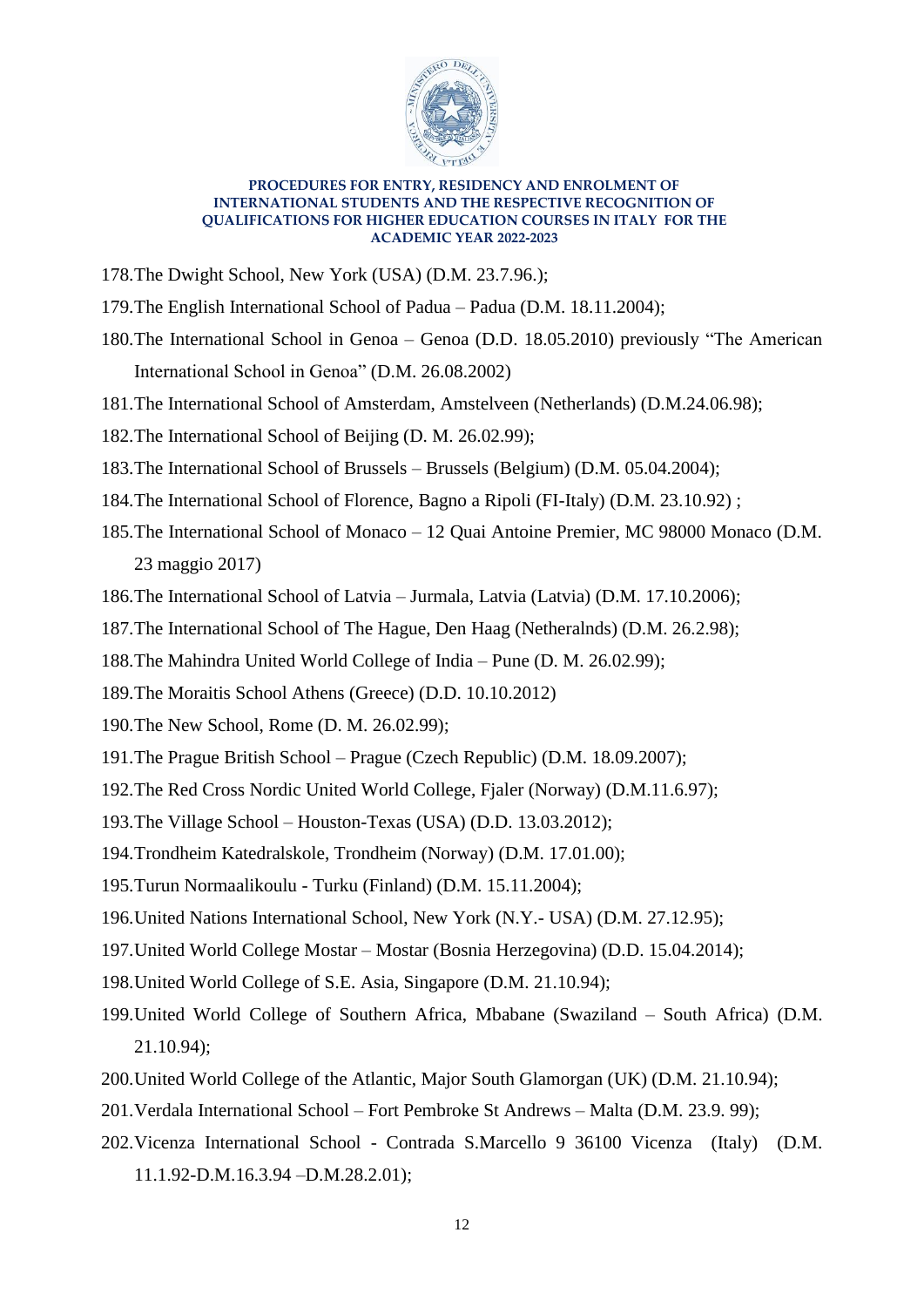178. The Dwight School, New York (USA) (D.M. 23.7.96.);
179. The English International School of Padua – Padua (D.M. 18.11.2004);
180. The International School in Genoa – Genoa (D.D. 18.05.2010) previously "The American International School in Genoa" (D.M. 26.08.2002)
181. The International School of Amsterdam, Amstelveen (Netherlands) (D.M.24.06.98);
182. The International School of Beijing (D. M. 26.02.99);
183. The International School of Brussels – Brussels (Belgium) (D.M. 05.04.2004);
184. The International School of Florence, Bagno a Ripoli (FI-Italy) (D.M. 23.10.92) ;
185. The International School of Monaco – 12 Quai Antoine Premier, MC 98000 Monaco (D.M. 23 maggio 2017)
186. The International School of Latvia – Jurmala, Latvia (Latvia) (D.M. 17.10.2006);
187. The International School of The Hague, Den Haag (Netheralnds) (D.M. 26.2.98);
188. The Mahindra United World College of India – Pune (D. M. 26.02.99);
189. The Moraitis School Athens (Greece) (D.D. 10.10.2012)
190. The New School, Rome (D. M. 26.02.99);
191. The Prague British School – Prague (Czech Republic) (D.M. 18.09.2007);
192. The Red Cross Nordic United World College, Fjaler (Norway) (D.M.11.6.97);
193. The Village School – Houston-Texas (USA) (D.D. 13.03.2012);
194. Trondheim Katedralskole, Trondheim (Norway) (D.M. 17.01.00);
195. Turun Normaalikoulu - Turku (Finland) (D.M. 15.11.2004);
196. United Nations International School, New York (N.Y.- USA) (D.M. 27.12.95);
197. United World College Mostar – Mostar (Bosnia Herzegovina) (D.D. 15.04.2014);
198. United World College of S.E. Asia, Singapore (D.M. 21.10.94);
199. United World College of Southern Africa, Mbabane (Swaziland – South Africa) (D.M. 21.10.94);
200. United World College of the Atlantic, Major South Glamorgan (UK) (D.M. 21.10.94);
201. Verdala International School – Fort Pembroke St Andrews – Malta (D.M. 23.9. 99);
202. Vicenza International School - Contrada S.Marcello 9 36100 Vicenza (Italy) (D.M. 11.1.92-D.M.16.3.94 –D.M.28.2.01);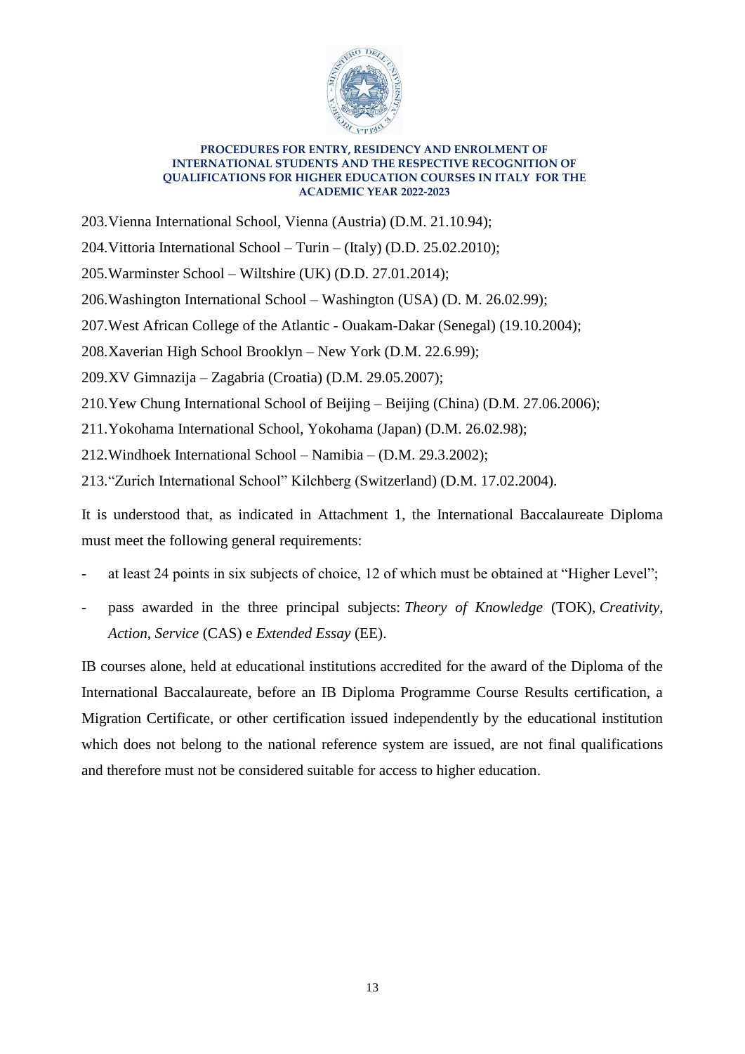203. Vienna International School, Vienna (Austria) (D.M. 21.10.94);

204. Vittoria International School – Turin – (Italy) (D.D. 25.02.2010);

205. Warminster School – Wiltshire (UK) (D.D. 27.01.2014);

206. Washington International School – Washington (USA) (D. M. 26.02.99);

207. West African College of the Atlantic - Ouakam-Dakar (Senegal) (19.10.2004);

208. Xaverian High School Brooklyn – New York (D.M. 22.6.99);

209. XV Gimnazija – Zagabria (Croatia) (D.M. 29.05.2007);

210. Yew Chung International School of Beijing – Beijing (China) (D.M. 27.06.2006);

211. Yokohama International School, Yokohama (Japan) (D.M. 26.02.98);

212. Windhoek International School – Namibia – (D.M. 29.3.2002);

213. "Zurich International School" Kilchberg (Switzerland) (D.M. 17.02.2004).

It is understood that, as indicated in Attachment 1, the International Baccalaureate Diploma must meet the following general requirements:

- at least 24 points in six subjects of choice, 12 of which must be obtained at "Higher Level";
- pass awarded in the three principal subjects: *Theory of Knowledge* (TOK), *Creativity*, *Action*, *Service* (CAS) e *Extended Essay* (EE).

IB courses alone, held at educational institutions accredited for the award of the Diploma of the International Baccalaureate, before an IB Diploma Programme Course Results certification, a Migration Certificate, or other certification issued independently by the educational institution which does not belong to the national reference system are issued, are not final qualifications and therefore must not be considered suitable for access to higher education.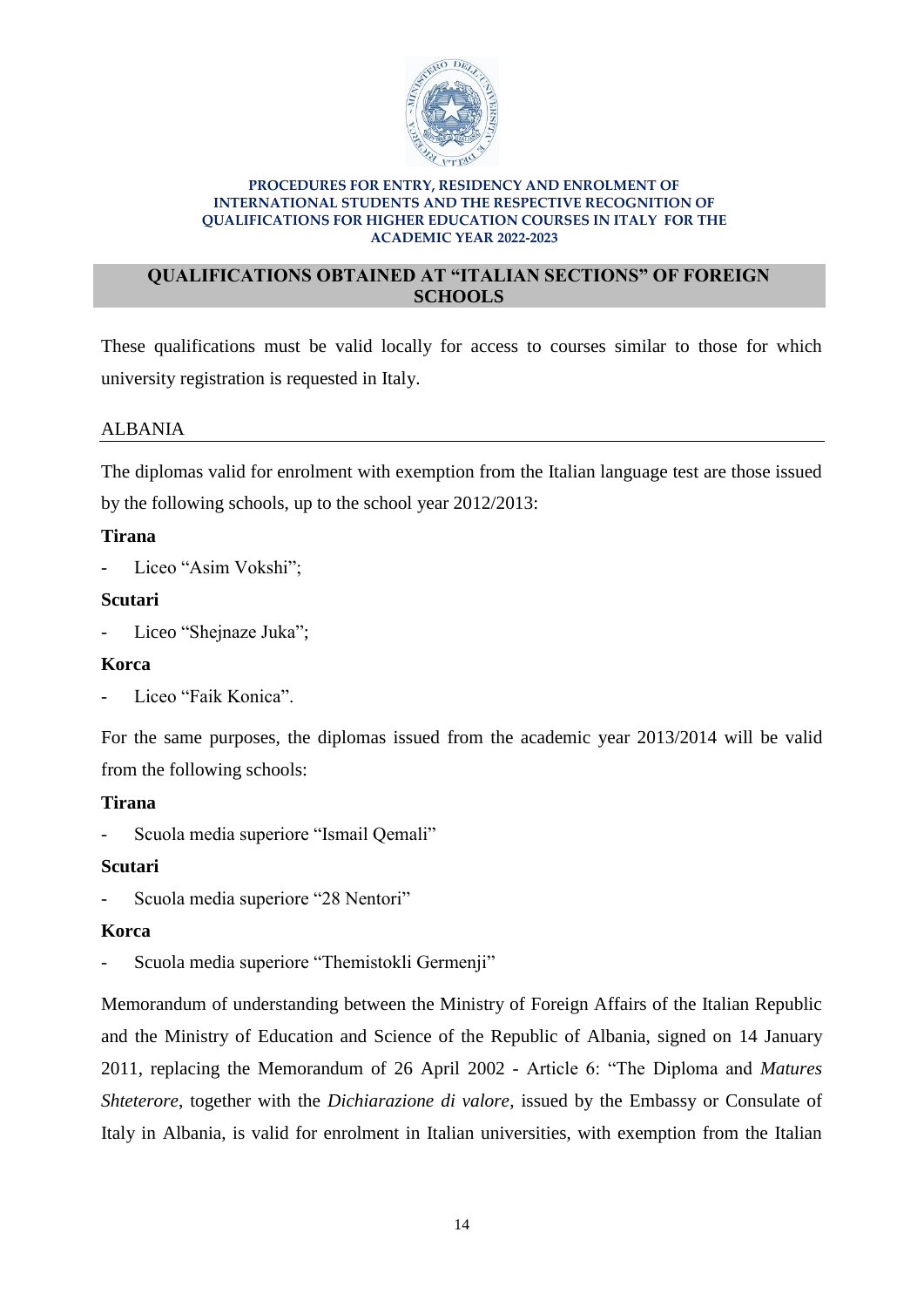**PROCEDURES FOR ENTRY, RESIDENCY AND ENROLMENT OF INTERNATIONAL STUDENTS AND THE RESPECTIVE RECOGNITION OF QUALIFICATIONS FOR HIGHER EDUCATION COURSES IN ITALY FOR THE ACADEMIC YEAR 2022-2023**

## QUALIFICATIONS OBTAINED AT "ITALIAN SECTIONS" OF FOREIGN SCHOOLS

These qualifications must be valid locally for access to courses similar to those for which university registration is requested in Italy.

### ALBANIA

The diplomas valid for enrolment with exemption from the Italian language test are those issued by the following schools, up to the school year 2012/2013:

**Tirana**

- Liceo "Asim Vokshi";

**Scutari**

- Liceo "Shejnaze Juka";

**Korca**

- Liceo "Faik Konica".

For the same purposes, the diplomas issued from the academic year 2013/2014 will be valid from the following schools:

**Tirana**

- Scuola media superiore "Ismail Qemali"

**Scutari**

- Scuola media superiore "28 Nentori"

**Korca**

- Scuola media superiore "Themistokli Germenji"

Memorandum of understanding between the Ministry of Foreign Affairs of the Italian Republic and the Ministry of Education and Science of the Republic of Albania, signed on 14 January 2011, replacing the Memorandum of 26 April 2002 - Article 6: "The Diploma and *Matures Shteterore*, together with the *Dichiarazione di valore*, issued by the Embassy or Consulate of Italy in Albania, is valid for enrolment in Italian universities, with exemption from the Italian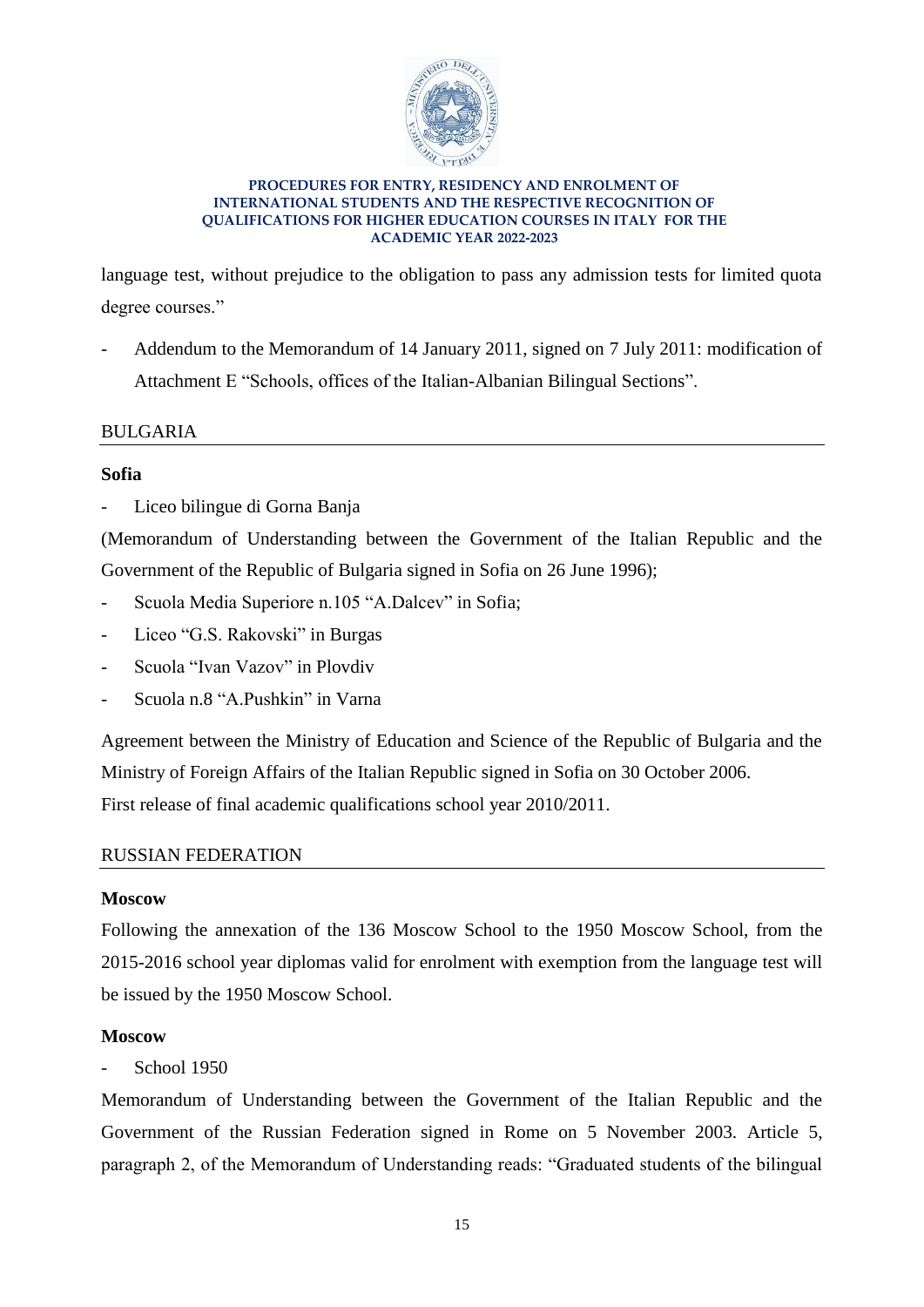language test, without prejudice to the obligation to pass any admission tests for limited quota degree courses."

- Addendum to the Memorandum of 14 January 2011, signed on 7 July 2011: modification of Attachment E "Schools, offices of the Italian-Albanian Bilingual Sections".

## BULGARIA

**Sofia**

- Liceo bilingue di Gorna Banja

(Memorandum of Understanding between the Government of the Italian Republic and the Government of the Republic of Bulgaria signed in Sofia on 26 June 1996);

- Scuola Media Superiore n.105 "A.Dalcev" in Sofia;
- Liceo "G.S. Rakovski" in Burgas
- Scuola "Ivan Vazov" in Plovdiv
- Scuola n.8 "A.Pushkin" in Varna

Agreement between the Ministry of Education and Science of the Republic of Bulgaria and the Ministry of Foreign Affairs of the Italian Republic signed in Sofia on 30 October 2006.
First release of final academic qualifications school year 2010/2011.

## RUSSIAN FEDERATION

**Moscow**

Following the annexation of the 136 Moscow School to the 1950 Moscow School, from the 2015-2016 school year diplomas valid for enrolment with exemption from the language test will be issued by the 1950 Moscow School.

**Moscow**

- School 1950

Memorandum of Understanding between the Government of the Italian Republic and the Government of the Russian Federation signed in Rome on 5 November 2003. Article 5, paragraph 2, of the Memorandum of Understanding reads: "Graduated students of the bilingual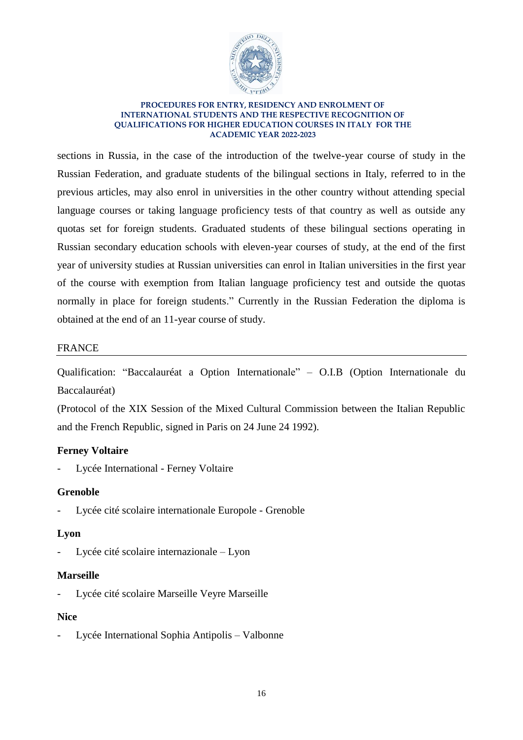sections in Russia, in the case of the introduction of the twelve-year course of study in the Russian Federation, and graduate students of the bilingual sections in Italy, referred to in the previous articles, may also enrol in universities in the other country without attending special language courses or taking language proficiency tests of that country as well as outside any quotas set for foreign students. Graduated students of these bilingual sections operating in Russian secondary education schools with eleven-year courses of study, at the end of the first year of university studies at Russian universities can enrol in Italian universities in the first year of the course with exemption from Italian language proficiency test and outside the quotas normally in place for foreign students." Currently in the Russian Federation the diploma is obtained at the end of an 11-year course of study.

## FRANCE

Qualification: "Baccalauréat a Option Internationale" – O.I.B (Option Internationale du Baccalauréat)

(Protocol of the XIX Session of the Mixed Cultural Commission between the Italian Republic and the French Republic, signed in Paris on 24 June 24 1992).

**Ferney Voltaire**

- Lycée International - Ferney Voltaire

**Grenoble**

- Lycée cité scolaire internationale Europole - Grenoble

**Lyon**

- Lycée cité scolaire internazionale – Lyon

**Marseille**

- Lycée cité scolaire Marseille Veyre Marseille

**Nice**

- Lycée International Sophia Antipolis – Valbonne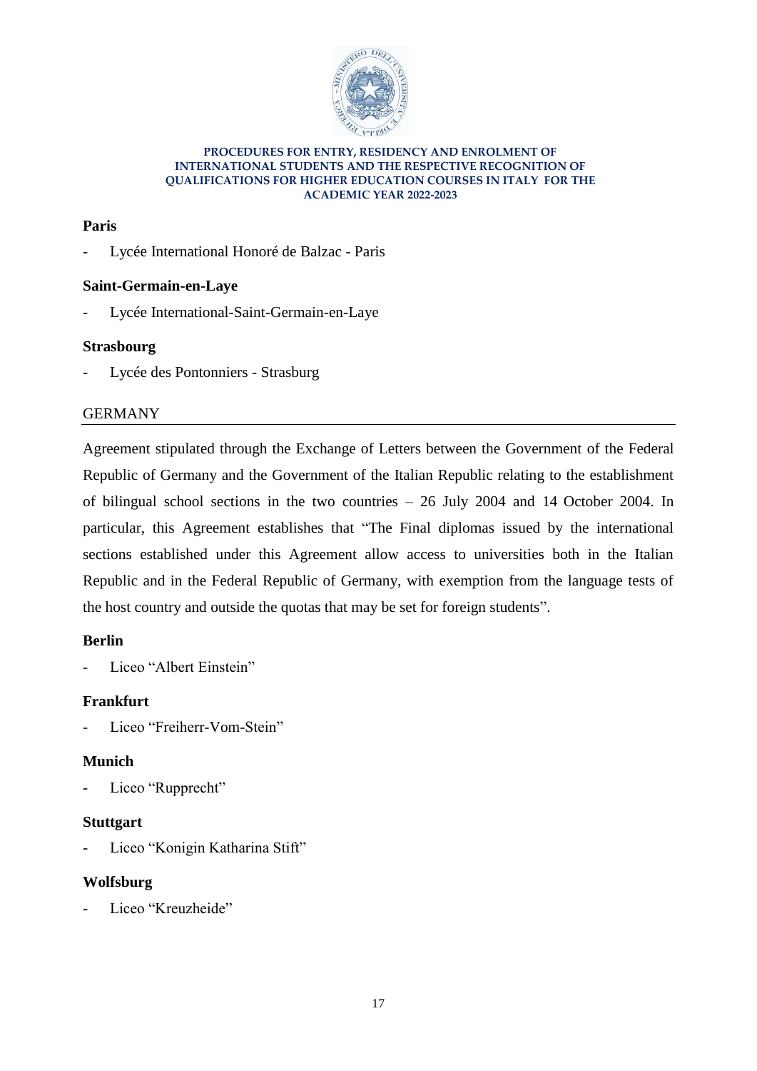**Paris**

- Lycée International Honoré de Balzac - Paris

**Saint-Germain-en-Laye**

- Lycée International-Saint-Germain-en-Laye

**Strasbourg**

- Lycée des Pontonniers - Strasburg

## GERMANY

Agreement stipulated through the Exchange of Letters between the Government of the Federal Republic of Germany and the Government of the Italian Republic relating to the establishment of bilingual school sections in the two countries – 26 July 2004 and 14 October 2004. In particular, this Agreement establishes that "The Final diplomas issued by the international sections established under this Agreement allow access to universities both in the Italian Republic and in the Federal Republic of Germany, with exemption from the language tests of the host country and outside the quotas that may be set for foreign students".

**Berlin**

- Liceo "Albert Einstein"

**Frankfurt**

- Liceo "Freiherr-Vom-Stein"

**Munich**

- Liceo "Rupprecht"

**Stuttgart**

- Liceo "Konigin Katharina Stift"

**Wolfsburg**

- Liceo "Kreuzheide"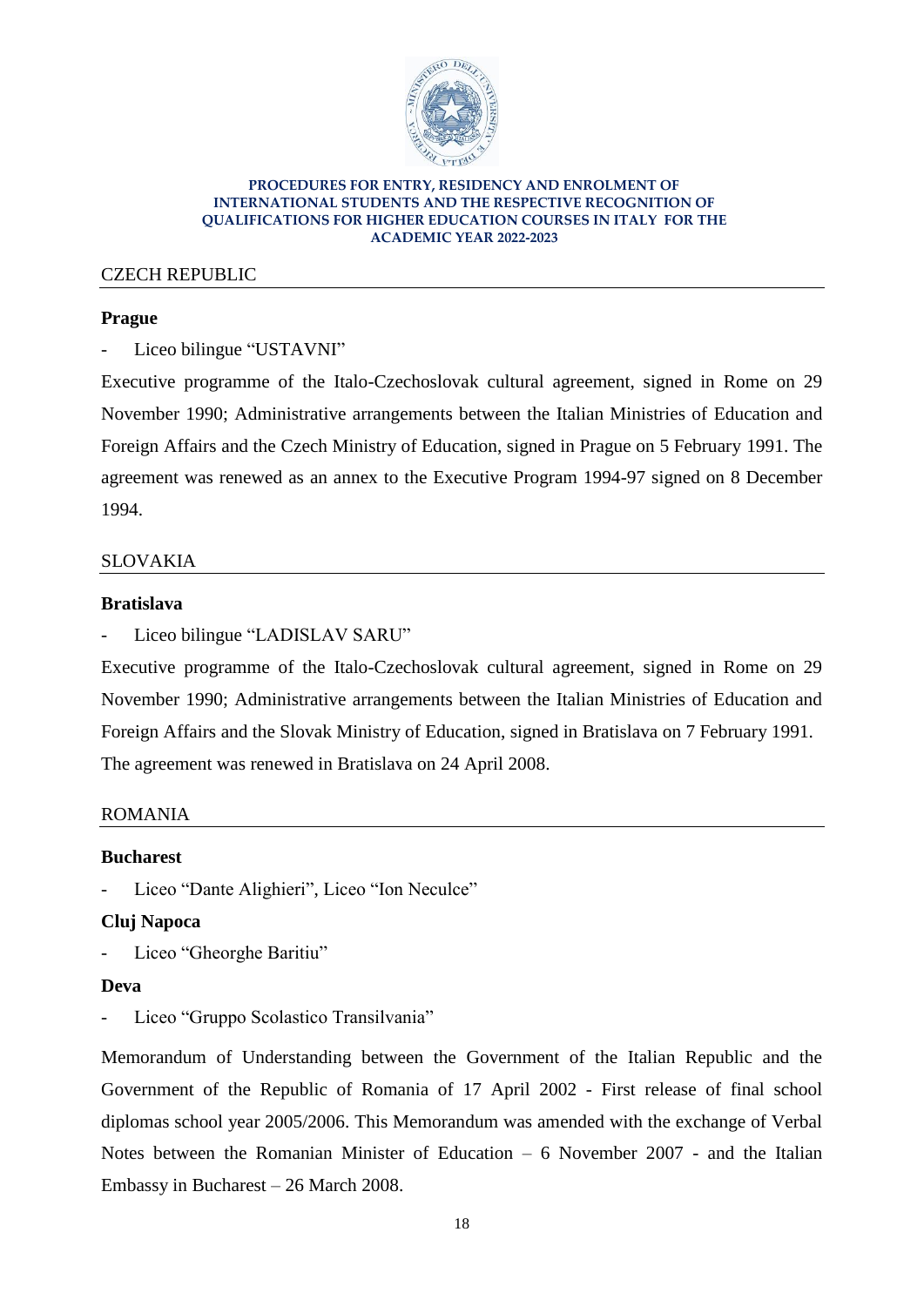## CZECH REPUBLIC

**Prague**

- Liceo bilingue "USTAVNI"

Executive programme of the Italo-Czechoslovak cultural agreement, signed in Rome on 29 November 1990; Administrative arrangements between the Italian Ministries of Education and Foreign Affairs and the Czech Ministry of Education, signed in Prague on 5 February 1991. The agreement was renewed as an annex to the Executive Program 1994-97 signed on 8 December 1994.

## SLOVAKIA

**Bratislava**

- Liceo bilingue "LADISLAV SARU"

Executive programme of the Italo-Czechoslovak cultural agreement, signed in Rome on 29 November 1990; Administrative arrangements between the Italian Ministries of Education and Foreign Affairs and the Slovak Ministry of Education, signed in Bratislava on 7 February 1991. The agreement was renewed in Bratislava on 24 April 2008.

## ROMANIA

**Bucharest**

- Liceo "Dante Alighieri", Liceo "Ion Neculce"

**Cluj Napoca**

- Liceo "Gheorghe Baritiu"

**Deva**

- Liceo "Gruppo Scolastico Transilvania"

Memorandum of Understanding between the Government of the Italian Republic and the Government of the Republic of Romania of 17 April 2002 - First release of final school diplomas school year 2005/2006. This Memorandum was amended with the exchange of Verbal Notes between the Romanian Minister of Education – 6 November 2007 - and the Italian Embassy in Bucharest – 26 March 2008.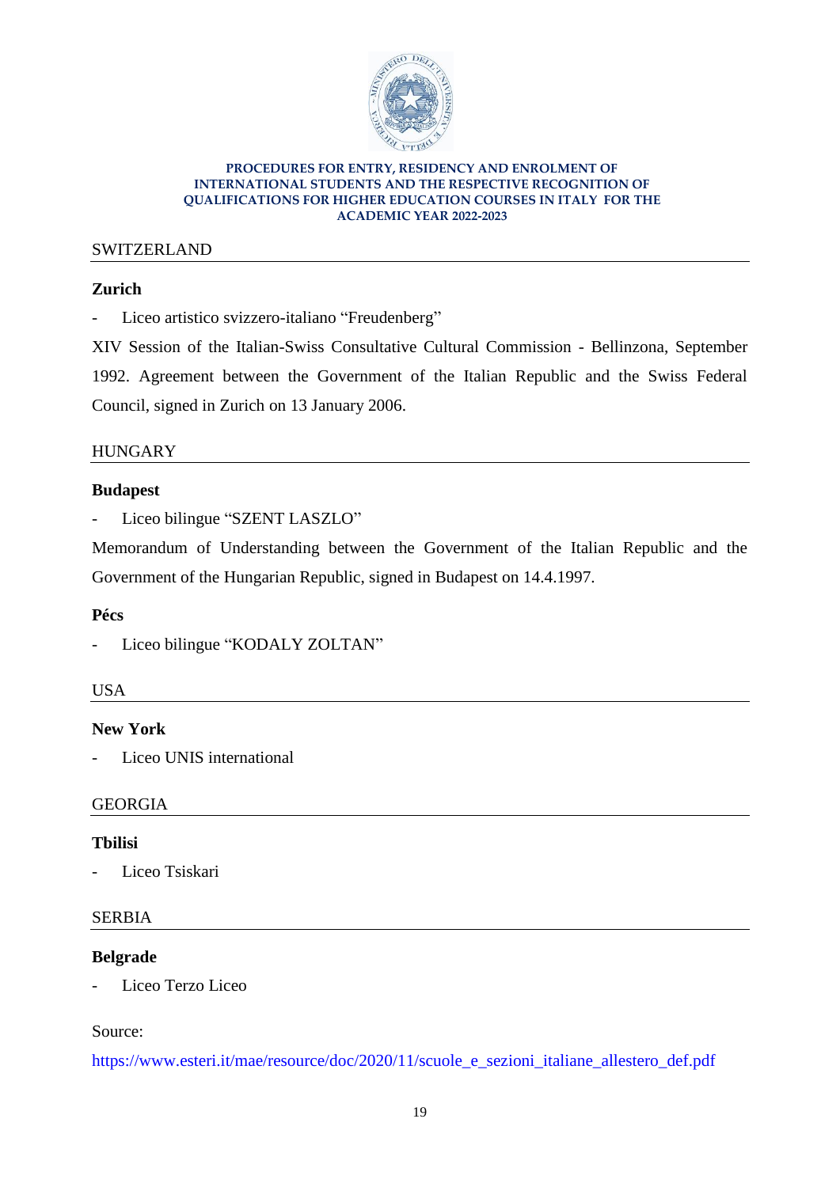SWITZERLAND

**Zurich**

- Liceo artistico svizzero-italiano "Freudenberg"

XIV Session of the Italian-Swiss Consultative Cultural Commission - Bellinzona, September 1992. Agreement between the Government of the Italian Republic and the Swiss Federal Council, signed in Zurich on 13 January 2006.

HUNGARY

**Budapest**

- Liceo bilingue "SZENT LASZLO"

Memorandum of Understanding between the Government of the Italian Republic and the Government of the Hungarian Republic, signed in Budapest on 14.4.1997.

**Pécs**

- Liceo bilingue "KODALY ZOLTAN"

USA

**New York**

- Liceo UNIS international

GEORGIA

**Tbilisi**

- Liceo Tsiskari

SERBIA

**Belgrade**

- Liceo Terzo Liceo

Source:

https://www.esteri.it/mae/resource/doc/2020/11/scuole_e_sezioni_italiane_allestero_def.pdf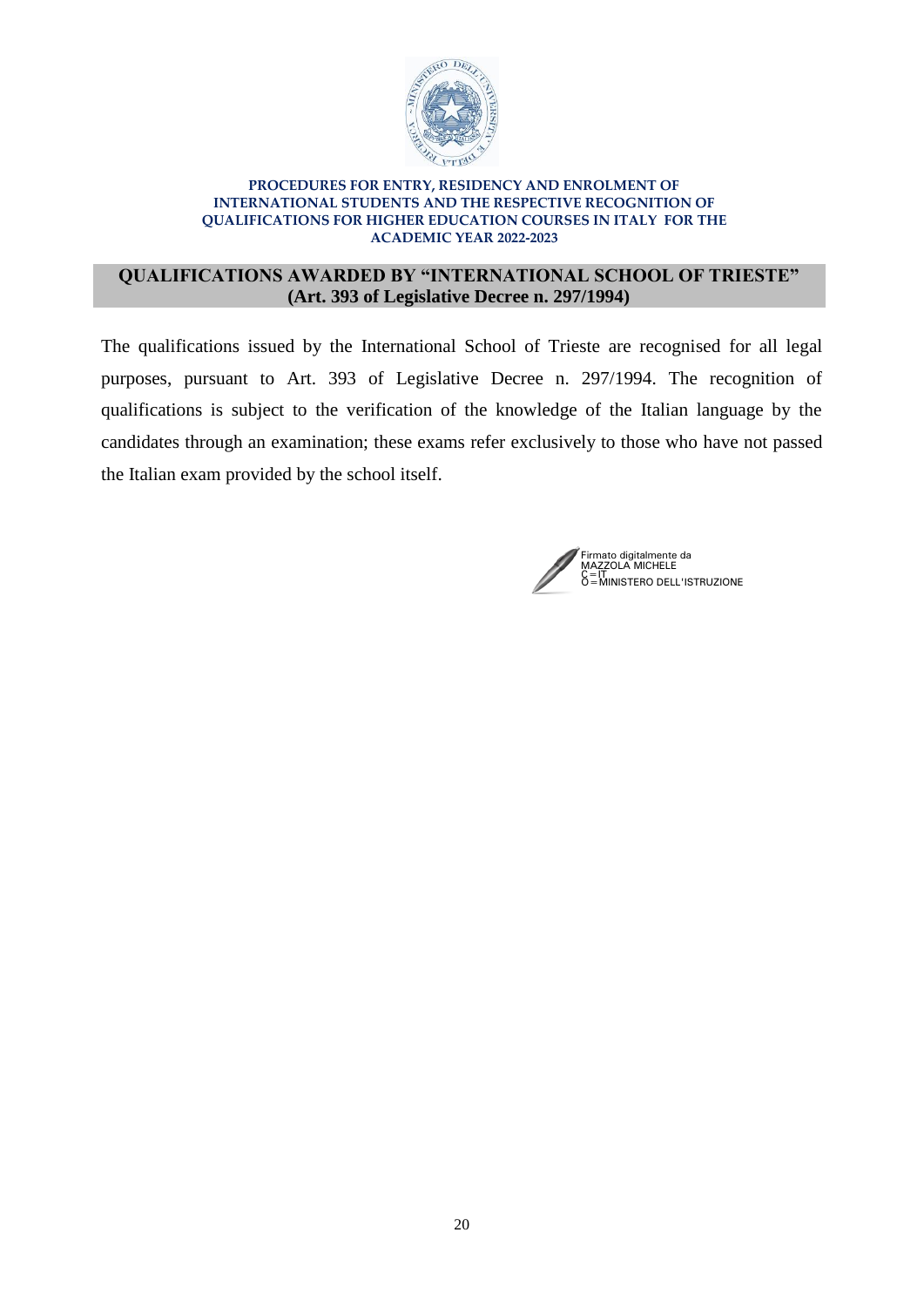**PROCEDURES FOR ENTRY, RESIDENCY AND ENROLMENT OF INTERNATIONAL STUDENTS AND THE RESPECTIVE RECOGNITION OF QUALIFICATIONS FOR HIGHER EDUCATION COURSES IN ITALY FOR THE ACADEMIC YEAR 2022-2023**

## QUALIFICATIONS AWARDED BY "INTERNATIONAL SCHOOL OF TRIESTE" (Art. 393 of Legislative Decree n. 297/1994)

The qualifications issued by the International School of Trieste are recognised for all legal purposes, pursuant to Art. 393 of Legislative Decree n. 297/1994. The recognition of qualifications is subject to the verification of the knowledge of the Italian language by the candidates through an examination; these exams refer exclusively to those who have not passed the Italian exam provided by the school itself.

Firmato digitalmente da
MAZZOLA MICHELE
C=IT
O=MINISTERO DELL'ISTRUZIONE